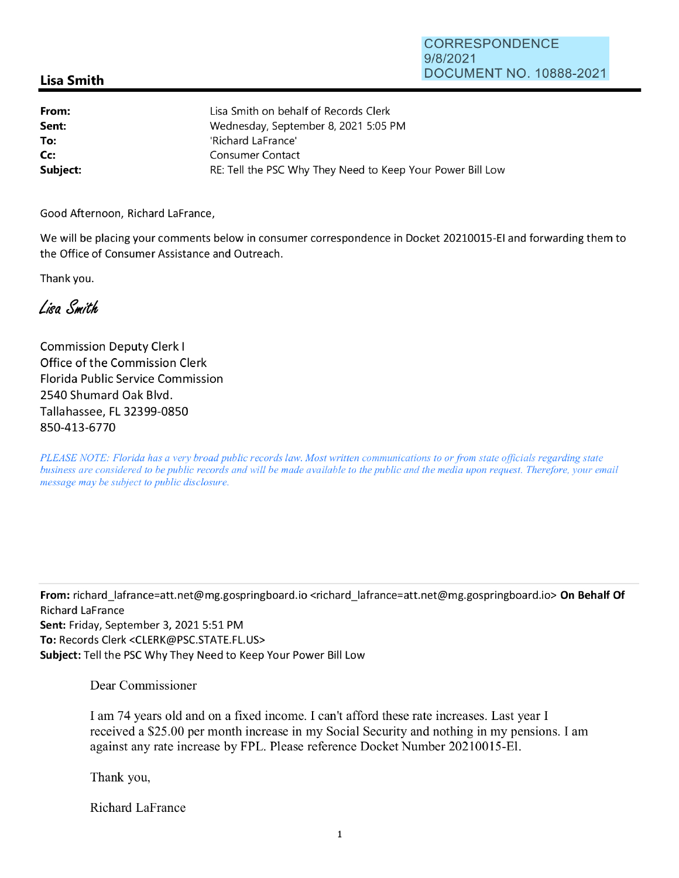CORRESPONDENCE
9/8/2021
DOCUMENT NO. 10888-2021

## Lisa Smith

**From:** Lisa Smith on behalf of Records Clerk
**Sent:** Wednesday, September 8, 2021 5:05 PM
**To:** 'Richard LaFrance'
**Cc:** Consumer Contact
**Subject:** RE: Tell the PSC Why They Need to Keep Your Power Bill Low

Good Afternoon, Richard LaFrance,

We will be placing your comments below in consumer correspondence in Docket 20210015-EI and forwarding them to the Office of Consumer Assistance and Outreach.

Thank you.

*Lisa Smith*

Commission Deputy Clerk I
Office of the Commission Clerk
Florida Public Service Commission
2540 Shumard Oak Blvd.
Tallahassee, FL 32399-0850
850-413-6770

*PLEASE NOTE: Florida has a very broad public records law. Most written communications to or from state officials regarding state business are considered to be public records and will be made available to the public and the media upon request. Therefore, your email message may be subject to public disclosure.*

---

**From:** richard_lafrance=att.net@mg.gospringboard.io <richard_lafrance=att.net@mg.gospringboard.io> **On Behalf Of** Richard LaFrance
**Sent:** Friday, September 3, 2021 5:51 PM
**To:** Records Clerk <CLERK@PSC.STATE.FL.US>
**Subject:** Tell the PSC Why They Need to Keep Your Power Bill Low

Dear Commissioner

I am 74 years old and on a fixed income. I can't afford these rate increases. Last year I received a $25.00 per month increase in my Social Security and nothing in my pensions. I am against any rate increase by FPL. Please reference Docket Number 20210015-El.

Thank you,

Richard LaFrance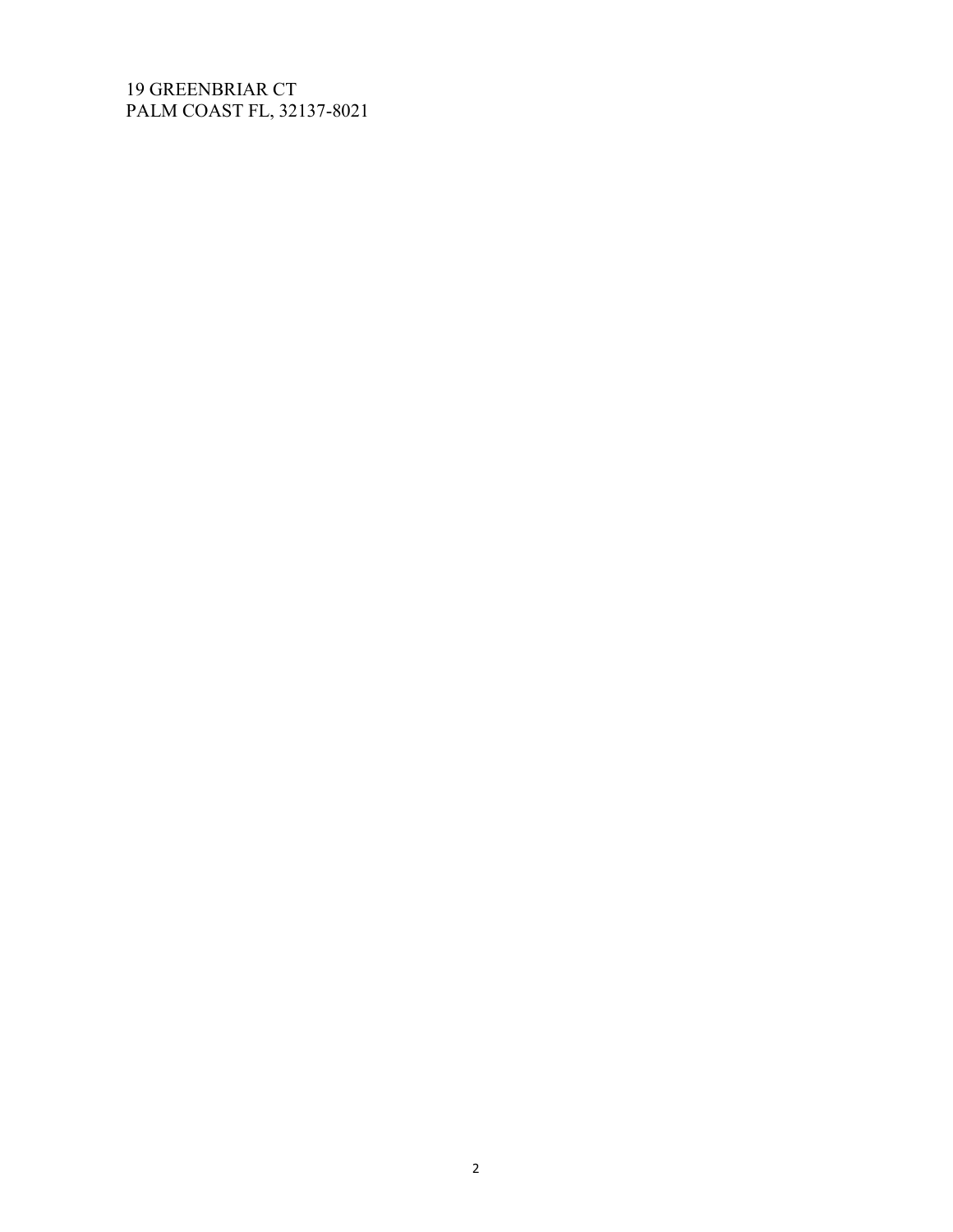19 GREENBRIAR CT
PALM COAST FL, 32137-8021